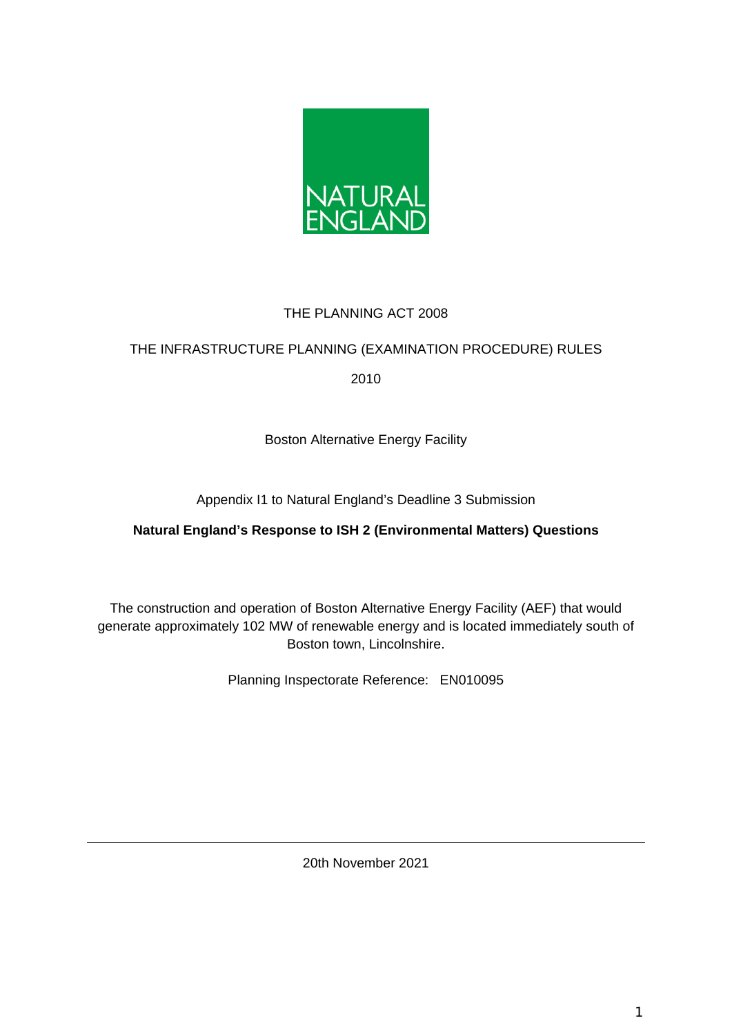NATURAL ENGLAND

THE PLANNING ACT 2008

THE INFRASTRUCTURE PLANNING (EXAMINATION PROCEDURE) RULES 2010

Boston Alternative Energy Facility

Appendix I1 to Natural England's Deadline 3 Submission

**Natural England's Response to ISH 2 (Environmental Matters) Questions**

The construction and operation of Boston Alternative Energy Facility (AEF) that would generate approximately 102 MW of renewable energy and is located immediately south of Boston town, Lincolnshire.

Planning Inspectorate Reference: EN010095

---

20th November 2021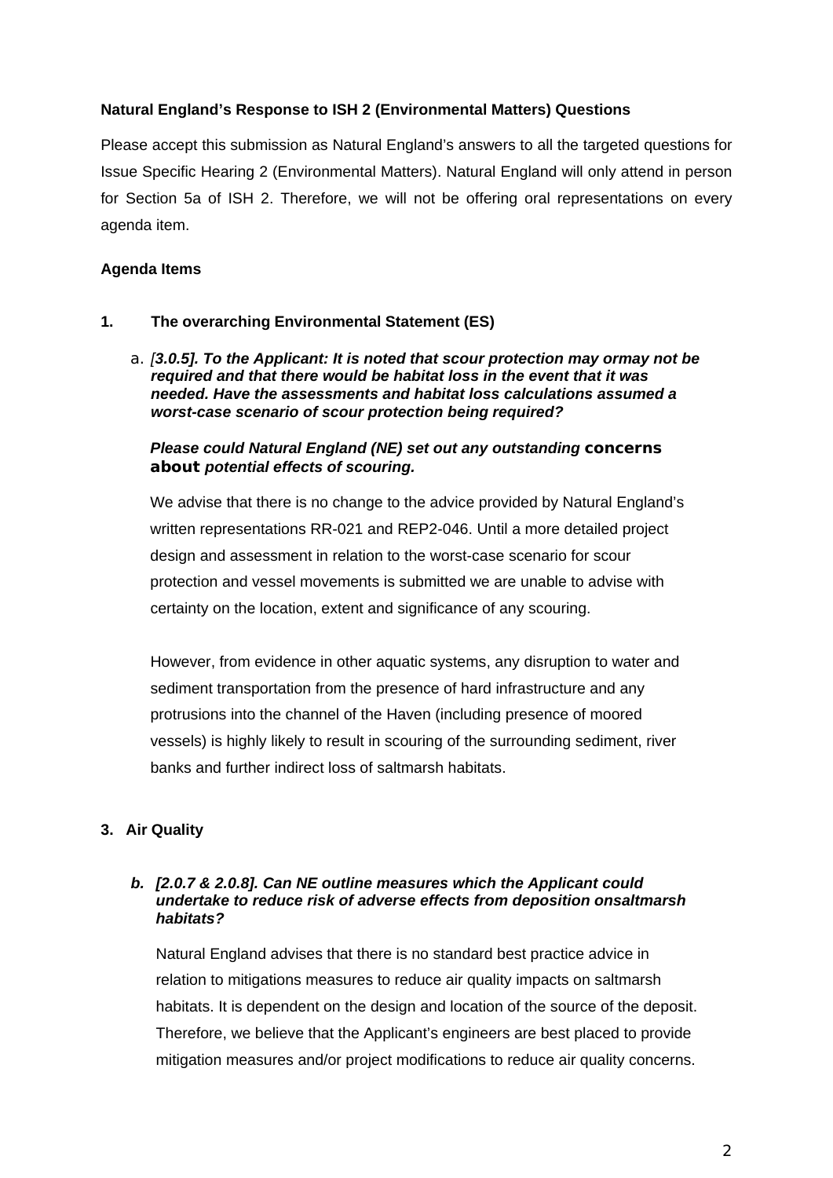**Natural England's Response to ISH 2 (Environmental Matters) Questions**

Please accept this submission as Natural England's answers to all the targeted questions for Issue Specific Hearing 2 (Environmental Matters). Natural England will only attend in person for Section 5a of ISH 2. Therefore, we will not be offering oral representations on every agenda item.

**Agenda Items**

**1. The overarching Environmental Statement (ES)**

a. *[**3.0.5]. To the Applicant: It is noted that scour protection may ormay not be required and that there would be habitat loss in the event that it was needed. Have the assessments and habitat loss calculations assumed a worst-case scenario of scour protection being required?***

***Please could Natural England (NE) set out any outstanding concerns about potential effects of scouring.***

We advise that there is no change to the advice provided by Natural England's written representations RR-021 and REP2-046. Until a more detailed project design and assessment in relation to the worst-case scenario for scour protection and vessel movements is submitted we are unable to advise with certainty on the location, extent and significance of any scouring.

However, from evidence in other aquatic systems, any disruption to water and sediment transportation from the presence of hard infrastructure and any protrusions into the channel of the Haven (including presence of moored vessels) is highly likely to result in scouring of the surrounding sediment, river banks and further indirect loss of saltmarsh habitats.

**3. Air Quality**

***b. [2.0.7 & 2.0.8]. Can NE outline measures which the Applicant could undertake to reduce risk of adverse effects from deposition onsaltmarsh habitats?***

Natural England advises that there is no standard best practice advice in relation to mitigations measures to reduce air quality impacts on saltmarsh habitats. It is dependent on the design and location of the source of the deposit. Therefore, we believe that the Applicant's engineers are best placed to provide mitigation measures and/or project modifications to reduce air quality concerns.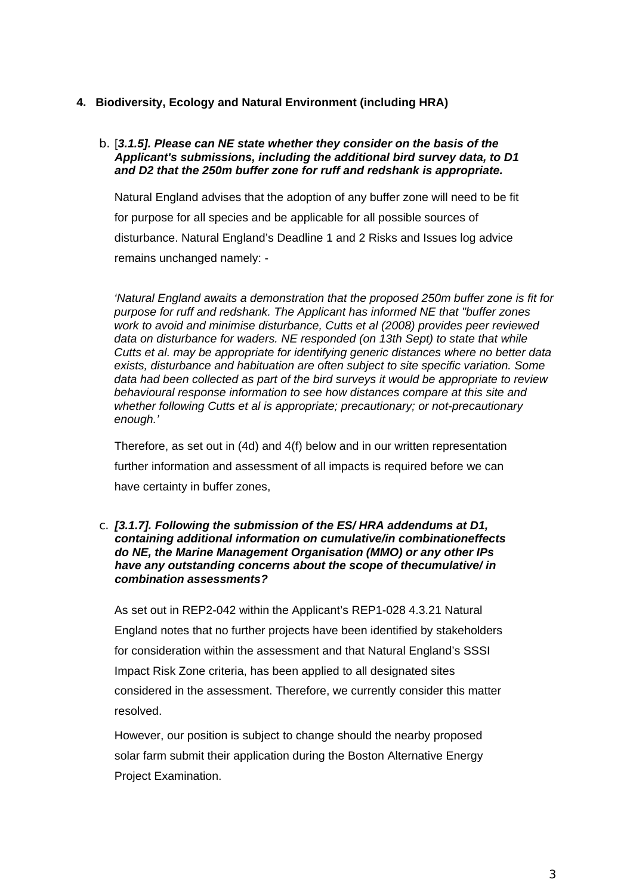**4. Biodiversity, Ecology and Natural Environment (including HRA)**

b. [***3.1.5]. Please can NE state whether they consider on the basis of the Applicant's submissions, including the additional bird survey data, to D1 and D2 that the 250m buffer zone for ruff and redshank is appropriate.***

Natural England advises that the adoption of any buffer zone will need to be fit for purpose for all species and be applicable for all possible sources of disturbance. Natural England's Deadline 1 and 2 Risks and Issues log advice remains unchanged namely: -

*'Natural England awaits a demonstration that the proposed 250m buffer zone is fit for purpose for ruff and redshank. The Applicant has informed NE that "buffer zones work to avoid and minimise disturbance, Cutts et al (2008) provides peer reviewed data on disturbance for waders. NE responded (on 13th Sept) to state that while Cutts et al. may be appropriate for identifying generic distances where no better data exists, disturbance and habituation are often subject to site specific variation. Some data had been collected as part of the bird surveys it would be appropriate to review behavioural response information to see how distances compare at this site and whether following Cutts et al is appropriate; precautionary; or not-precautionary enough.'*

Therefore, as set out in (4d) and 4(f) below and in our written representation further information and assessment of all impacts is required before we can have certainty in buffer zones,

c. ***[3.1.7]. Following the submission of the ES/ HRA addendums at D1, containing additional information on cumulative/in combinationeffects do NE, the Marine Management Organisation (MMO) or any other IPs have any outstanding concerns about the scope of thecumulative/ in combination assessments?***

As set out in REP2-042 within the Applicant's REP1-028 4.3.21 Natural England notes that no further projects have been identified by stakeholders for consideration within the assessment and that Natural England's SSSI Impact Risk Zone criteria, has been applied to all designated sites considered in the assessment. Therefore, we currently consider this matter resolved.

However, our position is subject to change should the nearby proposed solar farm submit their application during the Boston Alternative Energy Project Examination.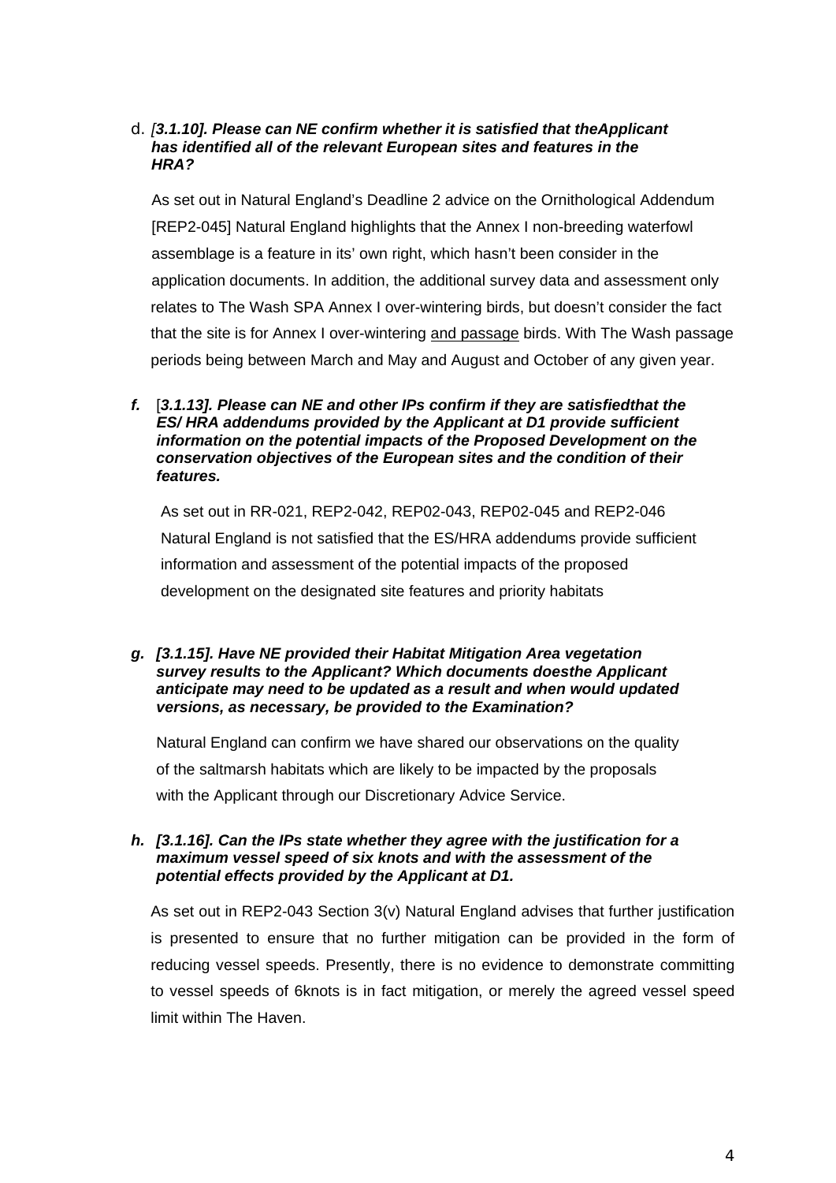d. *[**3.1.10]. Please can NE confirm whether it is satisfied that theApplicant has identified all of the relevant European sites and features in the HRA?***

As set out in Natural England's Deadline 2 advice on the Ornithological Addendum [REP2-045] Natural England highlights that the Annex I non-breeding waterfowl assemblage is a feature in its' own right, which hasn't been consider in the application documents. In addition, the additional survey data and assessment only relates to The Wash SPA Annex I over-wintering birds, but doesn't consider the fact that the site is for Annex I over-wintering <u>and passage</u> birds. With The Wash passage periods being between March and May and August and October of any given year.

***f.*** [***3.1.13]. Please can NE and other IPs confirm if they are satisfiedthat the ES/ HRA addendums provided by the Applicant at D1 provide sufficient information on the potential impacts of the Proposed Development on the conservation objectives of the European sites and the condition of their features.***

As set out in RR-021, REP2-042, REP02-043, REP02-045 and REP2-046 Natural England is not satisfied that the ES/HRA addendums provide sufficient information and assessment of the potential impacts of the proposed development on the designated site features and priority habitats

***g. [3.1.15]. Have NE provided their Habitat Mitigation Area vegetation survey results to the Applicant? Which documents doesthe Applicant anticipate may need to be updated as a result and when would updated versions, as necessary, be provided to the Examination?***

Natural England can confirm we have shared our observations on the quality of the saltmarsh habitats which are likely to be impacted by the proposals with the Applicant through our Discretionary Advice Service.

***h. [3.1.16]. Can the IPs state whether they agree with the justification for a maximum vessel speed of six knots and with the assessment of the potential effects provided by the Applicant at D1.***

As set out in REP2-043 Section 3(v) Natural England advises that further justification is presented to ensure that no further mitigation can be provided in the form of reducing vessel speeds. Presently, there is no evidence to demonstrate committing to vessel speeds of 6knots is in fact mitigation, or merely the agreed vessel speed limit within The Haven.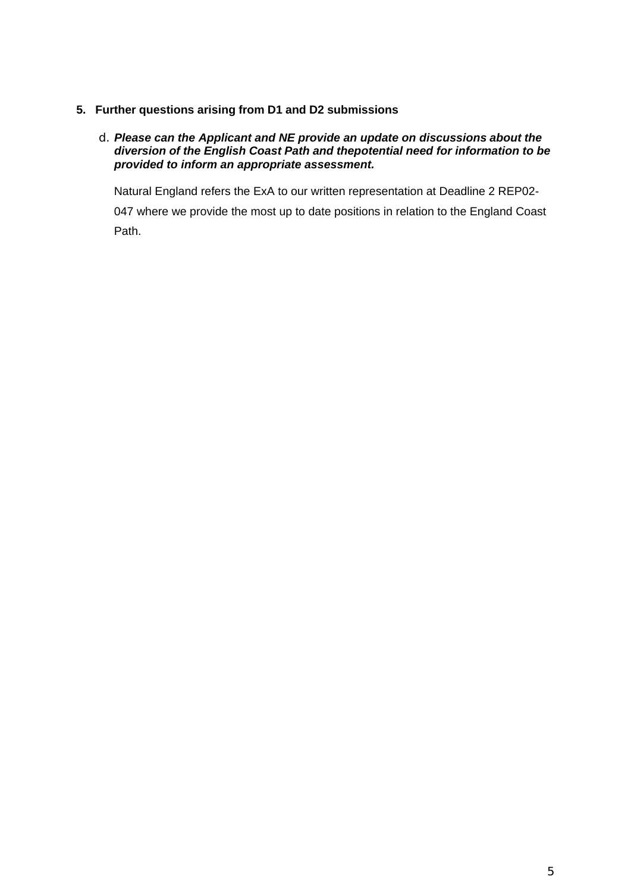5. **Further questions arising from D1 and D2 submissions**

   d. ***Please can the Applicant and NE provide an update on discussions about the diversion of the English Coast Path and thepotential need for information to be provided to inform an appropriate assessment.***

   Natural England refers the ExA to our written representation at Deadline 2 REP02-047 where we provide the most up to date positions in relation to the England Coast Path.